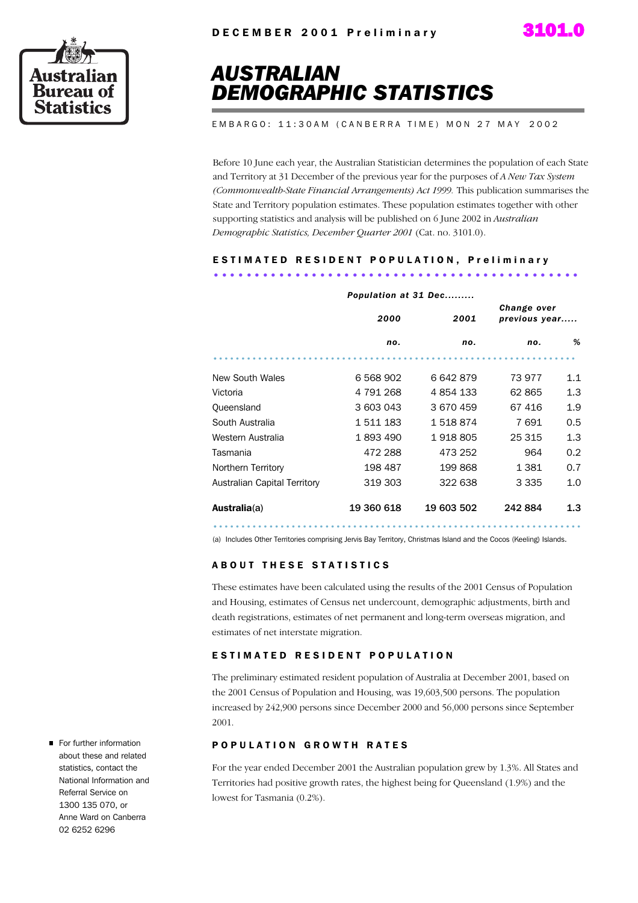DECEMBER 2001 Preliminary

3101.0

Australian Bureau of Statistics

# AUSTRALIAN DEMOGRAPHIC STATISTICS

EMBARGO: 11:30AM (CANBERRA TIME) MON 27 MAY 2002

Before 10 June each year, the Australian Statistician determines the population of each State and Territory at 31 December of the previous year for the purposes of *A New Tax System (Commonwealth-State Financial Arrangements) Act 1999.* This publication summarises the State and Territory population estimates. These population estimates together with other supporting statistics and analysis will be published on 6 June 2002 in *Australian Demographic Statistics, December Quarter 2001* (Cat. no. 3101.0).

## ESTIMATED RESIDENT POPULATION, Preliminary

| | Population at 31 Dec......... | | Change over previous year..... | |
|---|---|---|---|---|
| | 2000 | 2001 | | |
| | no. | no. | no. | % |
| New South Wales | 6 568 902 | 6 642 879 | 73 977 | 1.1 |
| Victoria | 4 791 268 | 4 854 133 | 62 865 | 1.3 |
| Queensland | 3 603 043 | 3 670 459 | 67 416 | 1.9 |
| South Australia | 1 511 183 | 1 518 874 | 7 691 | 0.5 |
| Western Australia | 1 893 490 | 1 918 805 | 25 315 | 1.3 |
| Tasmania | 472 288 | 473 252 | 964 | 0.2 |
| Northern Territory | 198 487 | 199 868 | 1 381 | 0.7 |
| Australian Capital Territory | 319 303 | 322 638 | 3 335 | 1.0 |
| **Australia**(a) | **19 360 618** | **19 603 502** | **242 884** | **1.3** |

(a) Includes Other Territories comprising Jervis Bay Territory, Christmas Island and the Cocos (Keeling) Islands.

## ABOUT THESE STATISTICS

These estimates have been calculated using the results of the 2001 Census of Population and Housing, estimates of Census net undercount, demographic adjustments, birth and death registrations, estimates of net permanent and long-term overseas migration, and estimates of net interstate migration.

## ESTIMATED RESIDENT POPULATION

The preliminary estimated resident population of Australia at December 2001, based on the 2001 Census of Population and Housing, was 19,603,500 persons. The population increased by 242,900 persons since December 2000 and 56,000 persons since September 2001.

## POPULATION GROWTH RATES

For the year ended December 2001 the Australian population grew by 1.3%. All States and Territories had positive growth rates, the highest being for Queensland (1.9%) and the lowest for Tasmania (0.2%).

- For further information about these and related statistics, contact the National Information and Referral Service on 1300 135 070, or Anne Ward on Canberra 02 6252 6296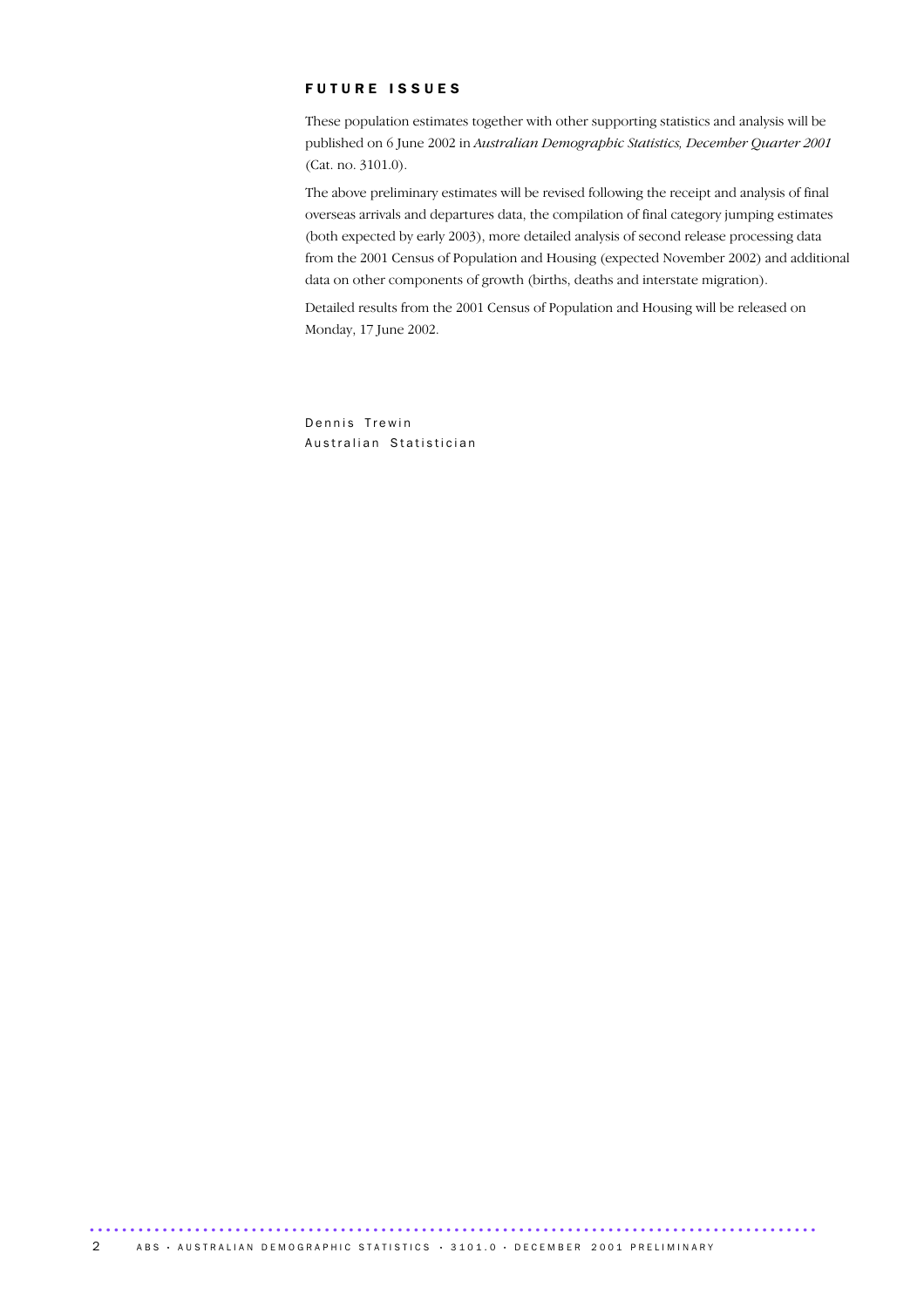## FUTURE ISSUES

These population estimates together with other supporting statistics and analysis will be published on 6 June 2002 in *Australian Demographic Statistics, December Quarter 2001* (Cat. no. 3101.0).

The above preliminary estimates will be revised following the receipt and analysis of final overseas arrivals and departures data, the compilation of final category jumping estimates (both expected by early 2003), more detailed analysis of second release processing data from the 2001 Census of Population and Housing (expected November 2002) and additional data on other components of growth (births, deaths and interstate migration).

Detailed results from the 2001 Census of Population and Housing will be released on Monday, 17 June 2002.

Dennis Trewin
Australian Statistician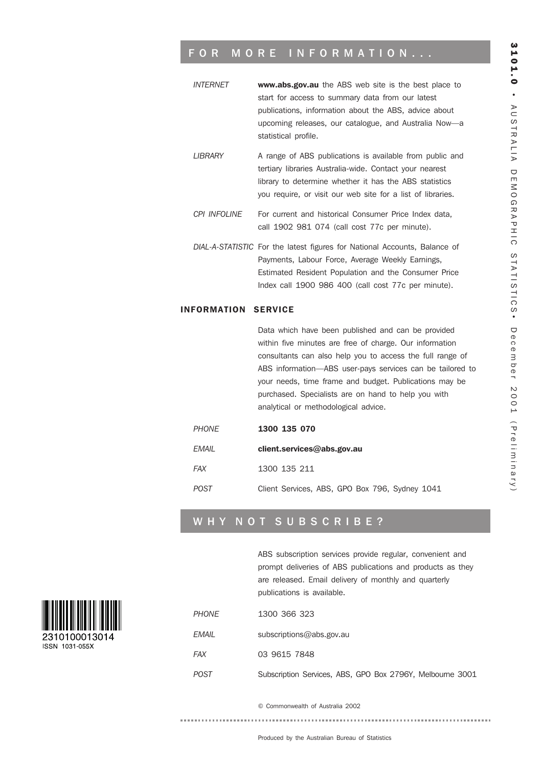## FOR MORE INFORMATION...

*INTERNET* **www.abs.gov.au** the ABS web site is the best place to start for access to summary data from our latest publications, information about the ABS, advice about upcoming releases, our catalogue, and Australia Now—a statistical profile.

*LIBRARY* A range of ABS publications is available from public and tertiary libraries Australia-wide. Contact your nearest library to determine whether it has the ABS statistics you require, or visit our web site for a list of libraries.

*CPI INFOLINE* For current and historical Consumer Price Index data, call 1902 981 074 (call cost 77c per minute).

*DIAL-A-STATISTIC* For the latest figures for National Accounts, Balance of Payments, Labour Force, Average Weekly Earnings, Estimated Resident Population and the Consumer Price Index call 1900 986 400 (call cost 77c per minute).

### INFORMATION SERVICE

Data which have been published and can be provided within five minutes are free of charge. Our information consultants can also help you to access the full range of ABS information—ABS user-pays services can be tailored to your needs, time frame and budget. Publications may be purchased. Specialists are on hand to help you with analytical or methodological advice.

*PHONE* **1300 135 070**

*EMAIL* **client.services@abs.gov.au**

*FAX* 1300 135 211

*POST* Client Services, ABS, GPO Box 796, Sydney 1041

## WHY NOT SUBSCRIBE?

ABS subscription services provide regular, convenient and prompt deliveries of ABS publications and products as they are released. Email delivery of monthly and quarterly publications is available.

*PHONE* 1300 366 323

*EMAIL* subscriptions@abs.gov.au

*FAX* 03 9615 7848

*POST* Subscription Services, ABS, GPO Box 2796Y, Melbourne 3001

2310100013014
ISSN 1031-055X

© Commonwealth of Australia 2002

Produced by the Australian Bureau of Statistics